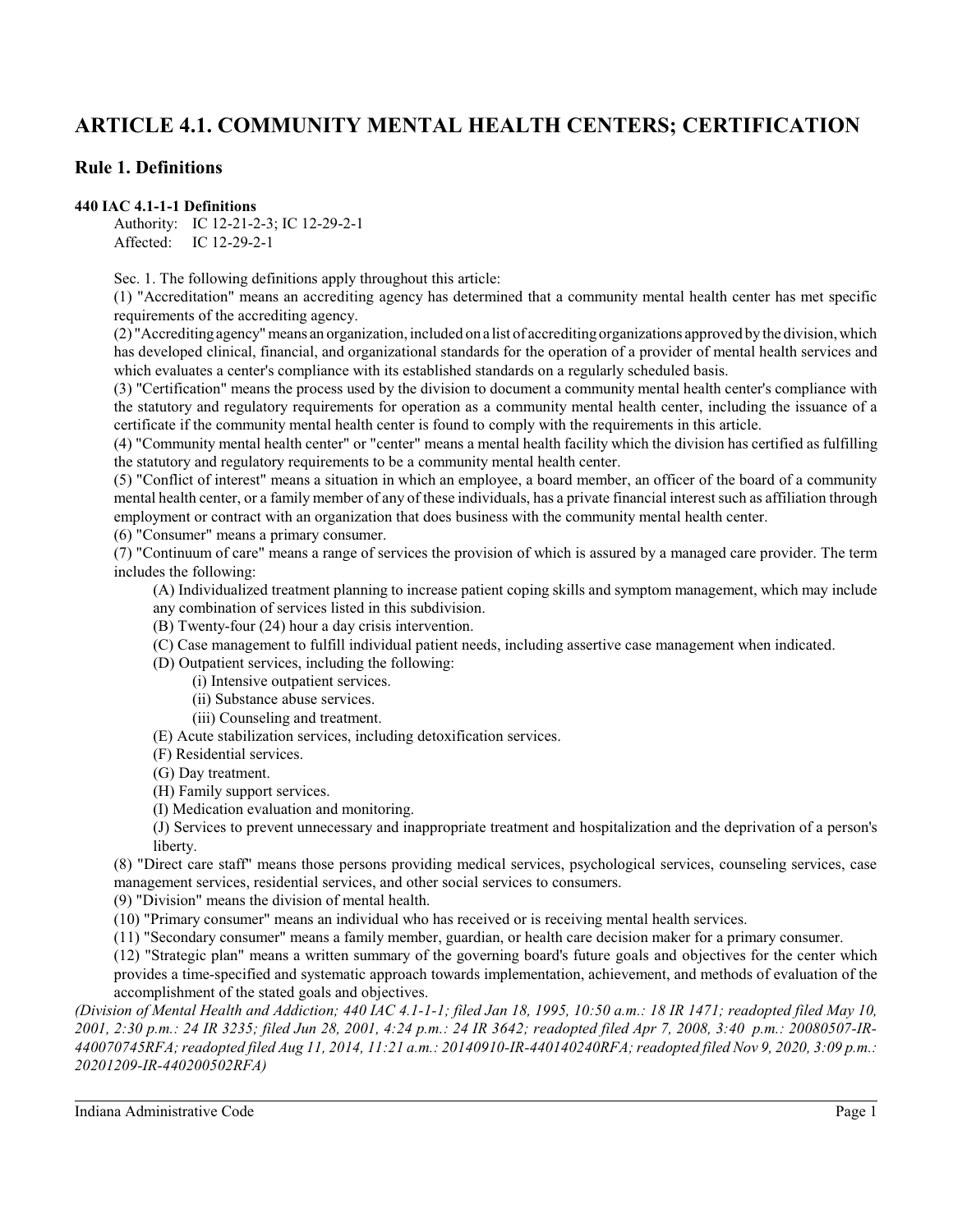# ARTICLE 4.1. COMMUNITY MENTAL HEALTH CENTERS; CERTIFICATION

## Rule 1. Definitions

**440 IAC 4.1-1-1 Definitions**

Authority: IC 12-21-2-3; IC 12-29-2-1
Affected: IC 12-29-2-1

Sec. 1. The following definitions apply throughout this article:

(1) "Accreditation" means an accrediting agency has determined that a community mental health center has met specific requirements of the accrediting agency.

(2) "Accrediting agency" means an organization, included on a list of accrediting organizations approved by the division, which has developed clinical, financial, and organizational standards for the operation of a provider of mental health services and which evaluates a center's compliance with its established standards on a regularly scheduled basis.

(3) "Certification" means the process used by the division to document a community mental health center's compliance with the statutory and regulatory requirements for operation as a community mental health center, including the issuance of a certificate if the community mental health center is found to comply with the requirements in this article.

(4) "Community mental health center" or "center" means a mental health facility which the division has certified as fulfilling the statutory and regulatory requirements to be a community mental health center.

(5) "Conflict of interest" means a situation in which an employee, a board member, an officer of the board of a community mental health center, or a family member of any of these individuals, has a private financial interest such as affiliation through employment or contract with an organization that does business with the community mental health center.

(6) "Consumer" means a primary consumer.

(7) "Continuum of care" means a range of services the provision of which is assured by a managed care provider. The term includes the following:

(A) Individualized treatment planning to increase patient coping skills and symptom management, which may include any combination of services listed in this subdivision.

(B) Twenty-four (24) hour a day crisis intervention.

(C) Case management to fulfill individual patient needs, including assertive case management when indicated.

(D) Outpatient services, including the following:

(i) Intensive outpatient services.

(ii) Substance abuse services.

(iii) Counseling and treatment.

(E) Acute stabilization services, including detoxification services.

(F) Residential services.

(G) Day treatment.

(H) Family support services.

(I) Medication evaluation and monitoring.

(J) Services to prevent unnecessary and inappropriate treatment and hospitalization and the deprivation of a person's liberty.

(8) "Direct care staff" means those persons providing medical services, psychological services, counseling services, case management services, residential services, and other social services to consumers.

(9) "Division" means the division of mental health.

(10) "Primary consumer" means an individual who has received or is receiving mental health services.

(11) "Secondary consumer" means a family member, guardian, or health care decision maker for a primary consumer.

(12) "Strategic plan" means a written summary of the governing board's future goals and objectives for the center which provides a time-specified and systematic approach towards implementation, achievement, and methods of evaluation of the accomplishment of the stated goals and objectives.

*(Division of Mental Health and Addiction; 440 IAC 4.1-1-1; filed Jan 18, 1995, 10:50 a.m.: 18 IR 1471; readopted filed May 10, 2001, 2:30 p.m.: 24 IR 3235; filed Jun 28, 2001, 4:24 p.m.: 24 IR 3642; readopted filed Apr 7, 2008, 3:40 p.m.: 20080507-IR-440070745RFA; readopted filed Aug 11, 2014, 11:21 a.m.: 20140910-IR-440140240RFA; readopted filed Nov 9, 2020, 3:09 p.m.: 20201209-IR-440200502RFA)*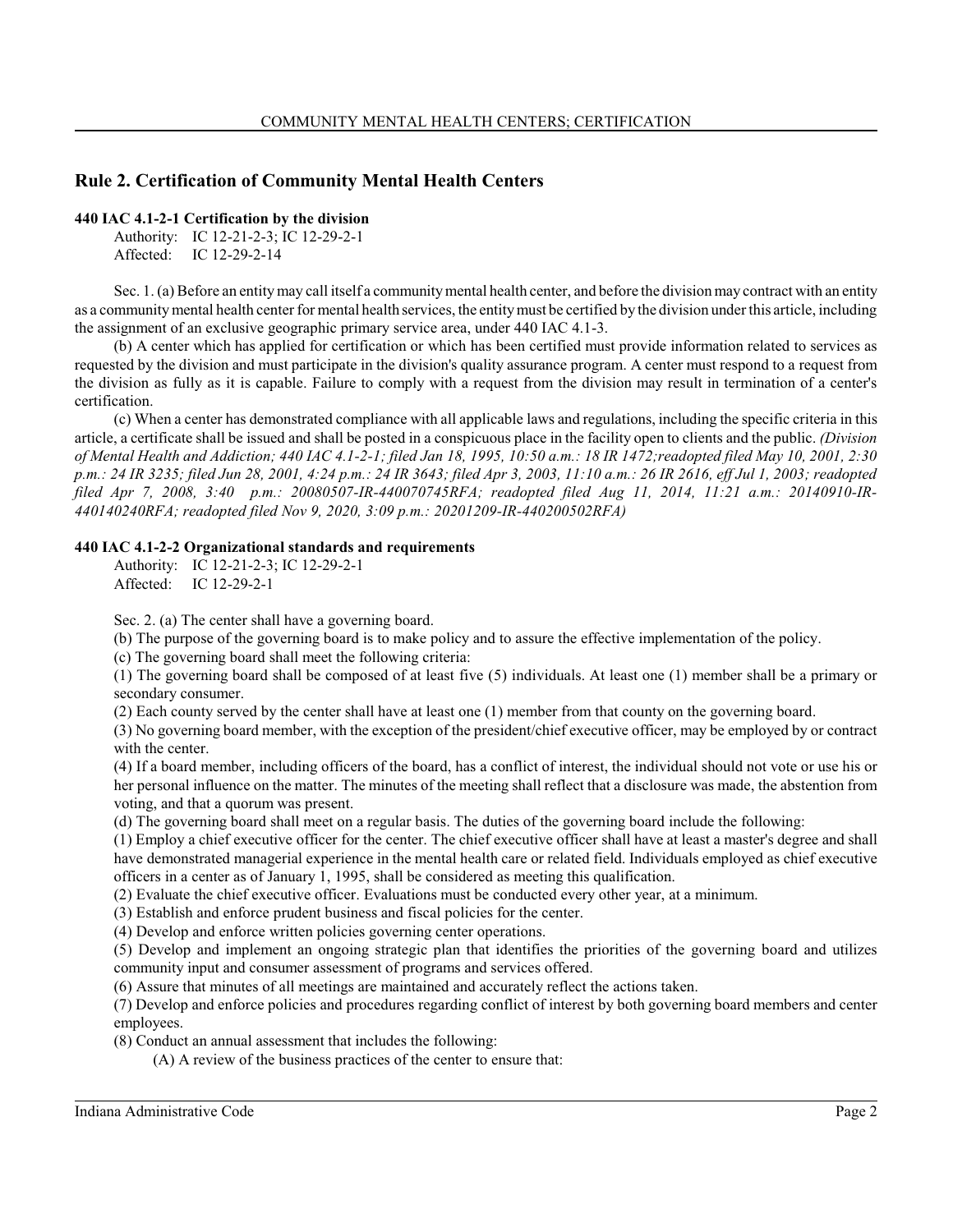## Rule 2. Certification of Community Mental Health Centers

**440 IAC 4.1-2-1 Certification by the division**

Authority: IC 12-21-2-3; IC 12-29-2-1
Affected: IC 12-29-2-14

Sec. 1. (a) Before an entity may call itself a community mental health center, and before the division may contract with an entity as a community mental health center for mental health services, the entity must be certified by the division under this article, including the assignment of an exclusive geographic primary service area, under 440 IAC 4.1-3.

(b) A center which has applied for certification or which has been certified must provide information related to services as requested by the division and must participate in the division's quality assurance program. A center must respond to a request from the division as fully as it is capable. Failure to comply with a request from the division may result in termination of a center's certification.

(c) When a center has demonstrated compliance with all applicable laws and regulations, including the specific criteria in this article, a certificate shall be issued and shall be posted in a conspicuous place in the facility open to clients and the public. *(Division of Mental Health and Addiction; 440 IAC 4.1-2-1; filed Jan 18, 1995, 10:50 a.m.: 18 IR 1472;readopted filed May 10, 2001, 2:30 p.m.: 24 IR 3235; filed Jun 28, 2001, 4:24 p.m.: 24 IR 3643; filed Apr 3, 2003, 11:10 a.m.: 26 IR 2616, eff Jul 1, 2003; readopted filed Apr 7, 2008, 3:40 p.m.: 20080507-IR-440070745RFA; readopted filed Aug 11, 2014, 11:21 a.m.: 20140910-IR-440140240RFA; readopted filed Nov 9, 2020, 3:09 p.m.: 20201209-IR-440200502RFA)*

**440 IAC 4.1-2-2 Organizational standards and requirements**

Authority: IC 12-21-2-3; IC 12-29-2-1
Affected: IC 12-29-2-1

Sec. 2. (a) The center shall have a governing board.

(b) The purpose of the governing board is to make policy and to assure the effective implementation of the policy.

(c) The governing board shall meet the following criteria:

(1) The governing board shall be composed of at least five (5) individuals. At least one (1) member shall be a primary or secondary consumer.

(2) Each county served by the center shall have at least one (1) member from that county on the governing board.

(3) No governing board member, with the exception of the president/chief executive officer, may be employed by or contract with the center.

(4) If a board member, including officers of the board, has a conflict of interest, the individual should not vote or use his or her personal influence on the matter. The minutes of the meeting shall reflect that a disclosure was made, the abstention from voting, and that a quorum was present.

(d) The governing board shall meet on a regular basis. The duties of the governing board include the following:

(1) Employ a chief executive officer for the center. The chief executive officer shall have at least a master's degree and shall have demonstrated managerial experience in the mental health care or related field. Individuals employed as chief executive officers in a center as of January 1, 1995, shall be considered as meeting this qualification.

(2) Evaluate the chief executive officer. Evaluations must be conducted every other year, at a minimum.

(3) Establish and enforce prudent business and fiscal policies for the center.

(4) Develop and enforce written policies governing center operations.

(5) Develop and implement an ongoing strategic plan that identifies the priorities of the governing board and utilizes community input and consumer assessment of programs and services offered.

(6) Assure that minutes of all meetings are maintained and accurately reflect the actions taken.

(7) Develop and enforce policies and procedures regarding conflict of interest by both governing board members and center employees.

(8) Conduct an annual assessment that includes the following:

(A) A review of the business practices of the center to ensure that: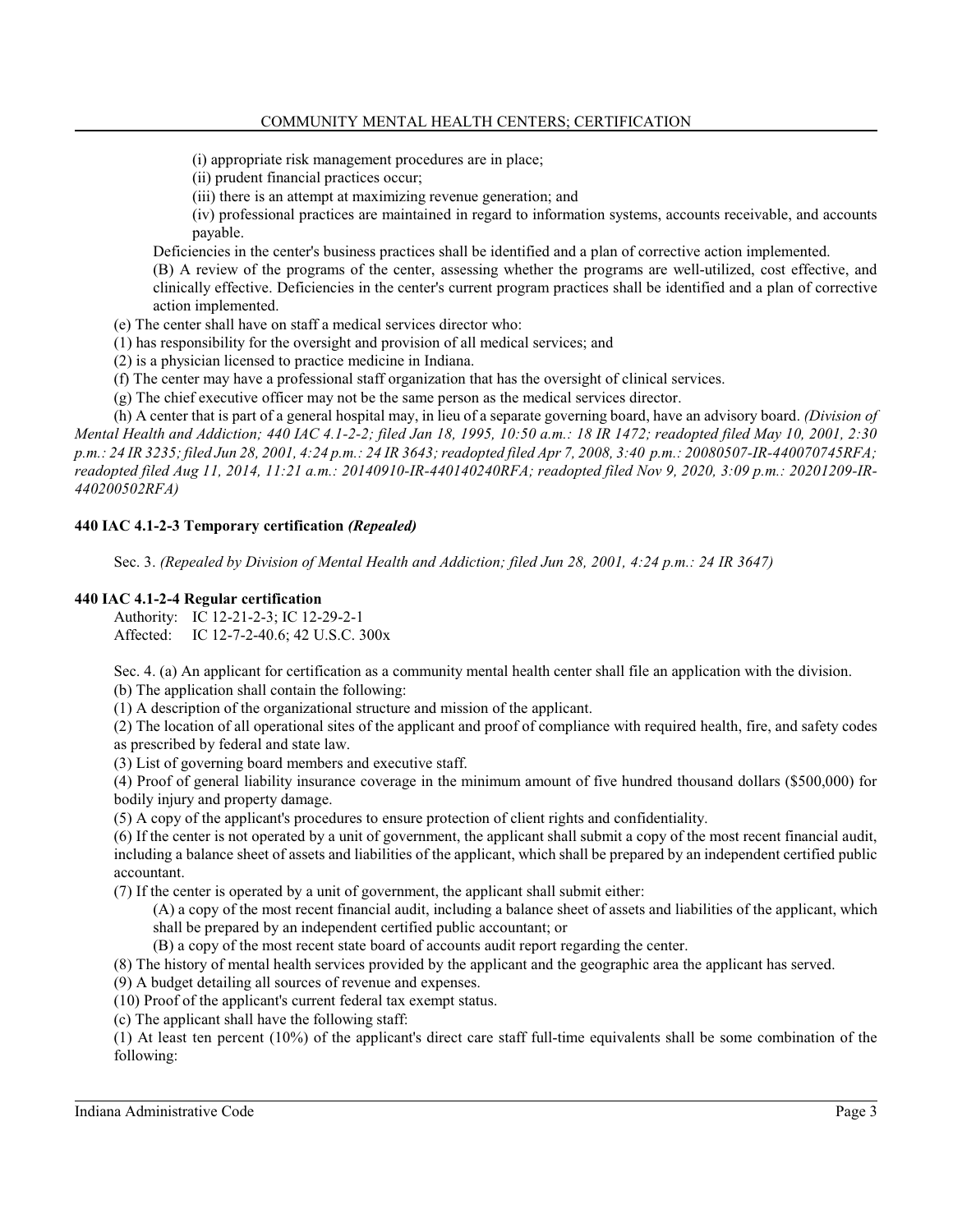(i) appropriate risk management procedures are in place;

(ii) prudent financial practices occur;

(iii) there is an attempt at maximizing revenue generation; and

(iv) professional practices are maintained in regard to information systems, accounts receivable, and accounts payable.

Deficiencies in the center's business practices shall be identified and a plan of corrective action implemented.

(B) A review of the programs of the center, assessing whether the programs are well-utilized, cost effective, and clinically effective. Deficiencies in the center's current program practices shall be identified and a plan of corrective action implemented.

(e) The center shall have on staff a medical services director who:

(1) has responsibility for the oversight and provision of all medical services; and

(2) is a physician licensed to practice medicine in Indiana.

(f) The center may have a professional staff organization that has the oversight of clinical services.

(g) The chief executive officer may not be the same person as the medical services director.

(h) A center that is part of a general hospital may, in lieu of a separate governing board, have an advisory board. *(Division of Mental Health and Addiction; 440 IAC 4.1-2-2; filed Jan 18, 1995, 10:50 a.m.: 18 IR 1472; readopted filed May 10, 2001, 2:30 p.m.: 24 IR 3235; filed Jun 28, 2001, 4:24 p.m.: 24 IR 3643; readopted filed Apr 7, 2008, 3:40 p.m.: 20080507-IR-440070745RFA; readopted filed Aug 11, 2014, 11:21 a.m.: 20140910-IR-440140240RFA; readopted filed Nov 9, 2020, 3:09 p.m.: 20201209-IR-440200502RFA)*

**440 IAC 4.1-2-3 Temporary certification *(Repealed)***

Sec. 3. *(Repealed by Division of Mental Health and Addiction; filed Jun 28, 2001, 4:24 p.m.: 24 IR 3647)*

**440 IAC 4.1-2-4 Regular certification**

Authority: IC 12-21-2-3; IC 12-29-2-1
Affected: IC 12-7-2-40.6; 42 U.S.C. 300x

Sec. 4. (a) An applicant for certification as a community mental health center shall file an application with the division.

(b) The application shall contain the following:

(1) A description of the organizational structure and mission of the applicant.

(2) The location of all operational sites of the applicant and proof of compliance with required health, fire, and safety codes as prescribed by federal and state law.

(3) List of governing board members and executive staff.

(4) Proof of general liability insurance coverage in the minimum amount of five hundred thousand dollars ($500,000) for bodily injury and property damage.

(5) A copy of the applicant's procedures to ensure protection of client rights and confidentiality.

(6) If the center is not operated by a unit of government, the applicant shall submit a copy of the most recent financial audit, including a balance sheet of assets and liabilities of the applicant, which shall be prepared by an independent certified public accountant.

(7) If the center is operated by a unit of government, the applicant shall submit either:

(A) a copy of the most recent financial audit, including a balance sheet of assets and liabilities of the applicant, which shall be prepared by an independent certified public accountant; or

(B) a copy of the most recent state board of accounts audit report regarding the center.

(8) The history of mental health services provided by the applicant and the geographic area the applicant has served.

(9) A budget detailing all sources of revenue and expenses.

(10) Proof of the applicant's current federal tax exempt status.

(c) The applicant shall have the following staff:

(1) At least ten percent (10%) of the applicant's direct care staff full-time equivalents shall be some combination of the following: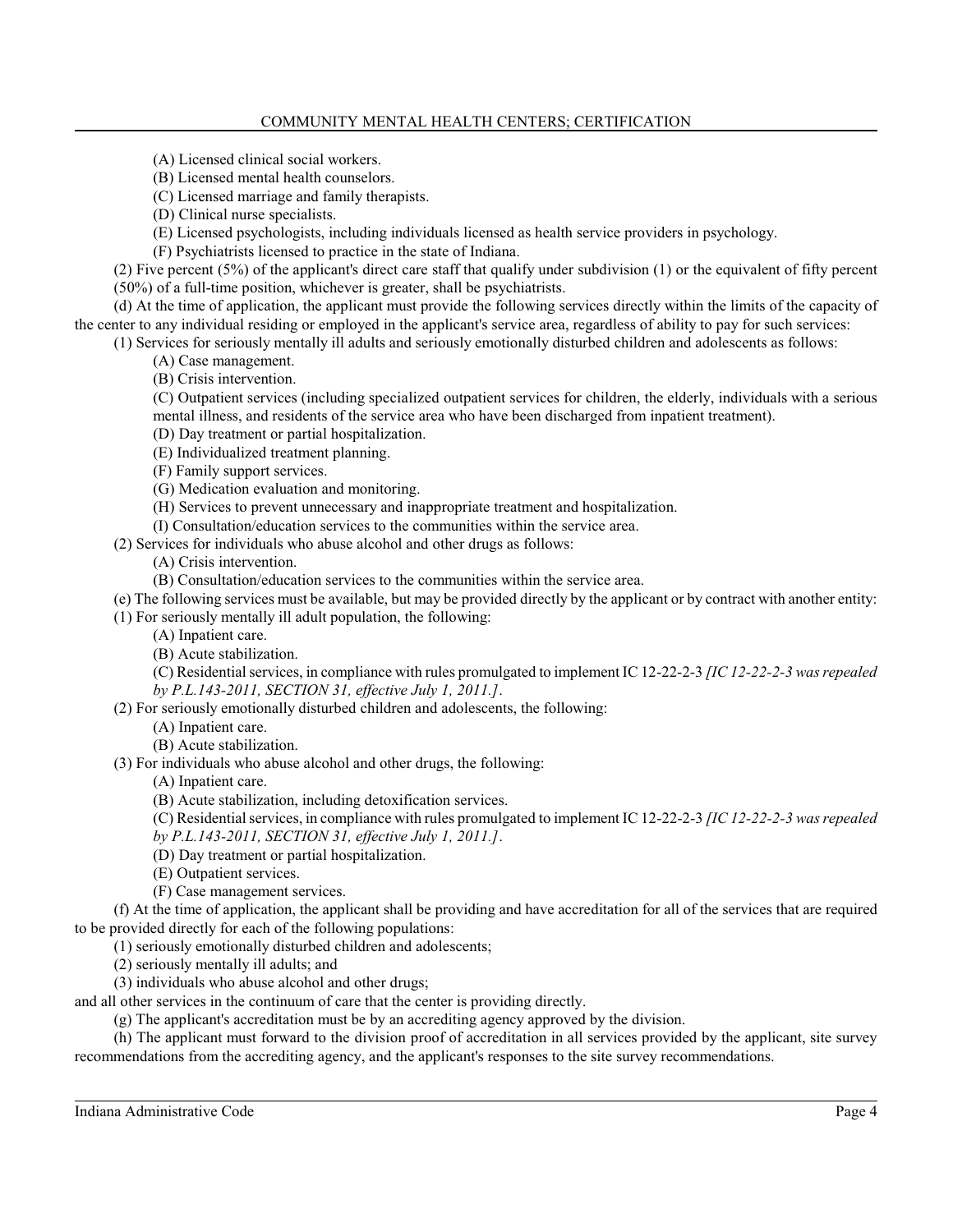(A) Licensed clinical social workers.

(B) Licensed mental health counselors.

(C) Licensed marriage and family therapists.

(D) Clinical nurse specialists.

(E) Licensed psychologists, including individuals licensed as health service providers in psychology.

(F) Psychiatrists licensed to practice in the state of Indiana.

(2) Five percent (5%) of the applicant's direct care staff that qualify under subdivision (1) or the equivalent of fifty percent (50%) of a full-time position, whichever is greater, shall be psychiatrists.

(d) At the time of application, the applicant must provide the following services directly within the limits of the capacity of the center to any individual residing or employed in the applicant's service area, regardless of ability to pay for such services:

(1) Services for seriously mentally ill adults and seriously emotionally disturbed children and adolescents as follows:

(A) Case management.

(B) Crisis intervention.

(C) Outpatient services (including specialized outpatient services for children, the elderly, individuals with a serious mental illness, and residents of the service area who have been discharged from inpatient treatment).

(D) Day treatment or partial hospitalization.

(E) Individualized treatment planning.

(F) Family support services.

(G) Medication evaluation and monitoring.

(H) Services to prevent unnecessary and inappropriate treatment and hospitalization.

(I) Consultation/education services to the communities within the service area.

(2) Services for individuals who abuse alcohol and other drugs as follows:

(A) Crisis intervention.

(B) Consultation/education services to the communities within the service area.

(e) The following services must be available, but may be provided directly by the applicant or by contract with another entity:

(1) For seriously mentally ill adult population, the following:

(A) Inpatient care.

(B) Acute stabilization.

(C) Residential services, in compliance with rules promulgated to implement IC 12-22-2-3 *[IC 12-22-2-3 was repealed by P.L.143-2011, SECTION 31, effective July 1, 2011.]*.

(2) For seriously emotionally disturbed children and adolescents, the following:

(A) Inpatient care.

(B) Acute stabilization.

(3) For individuals who abuse alcohol and other drugs, the following:

(A) Inpatient care.

(B) Acute stabilization, including detoxification services.

(C) Residential services, in compliance with rules promulgated to implement IC 12-22-2-3 *[IC 12-22-2-3 was repealed by P.L.143-2011, SECTION 31, effective July 1, 2011.]*.

(D) Day treatment or partial hospitalization.

(E) Outpatient services.

(F) Case management services.

(f) At the time of application, the applicant shall be providing and have accreditation for all of the services that are required to be provided directly for each of the following populations:

(1) seriously emotionally disturbed children and adolescents;

(2) seriously mentally ill adults; and

(3) individuals who abuse alcohol and other drugs;

and all other services in the continuum of care that the center is providing directly.

(g) The applicant's accreditation must be by an accrediting agency approved by the division.

(h) The applicant must forward to the division proof of accreditation in all services provided by the applicant, site survey recommendations from the accrediting agency, and the applicant's responses to the site survey recommendations.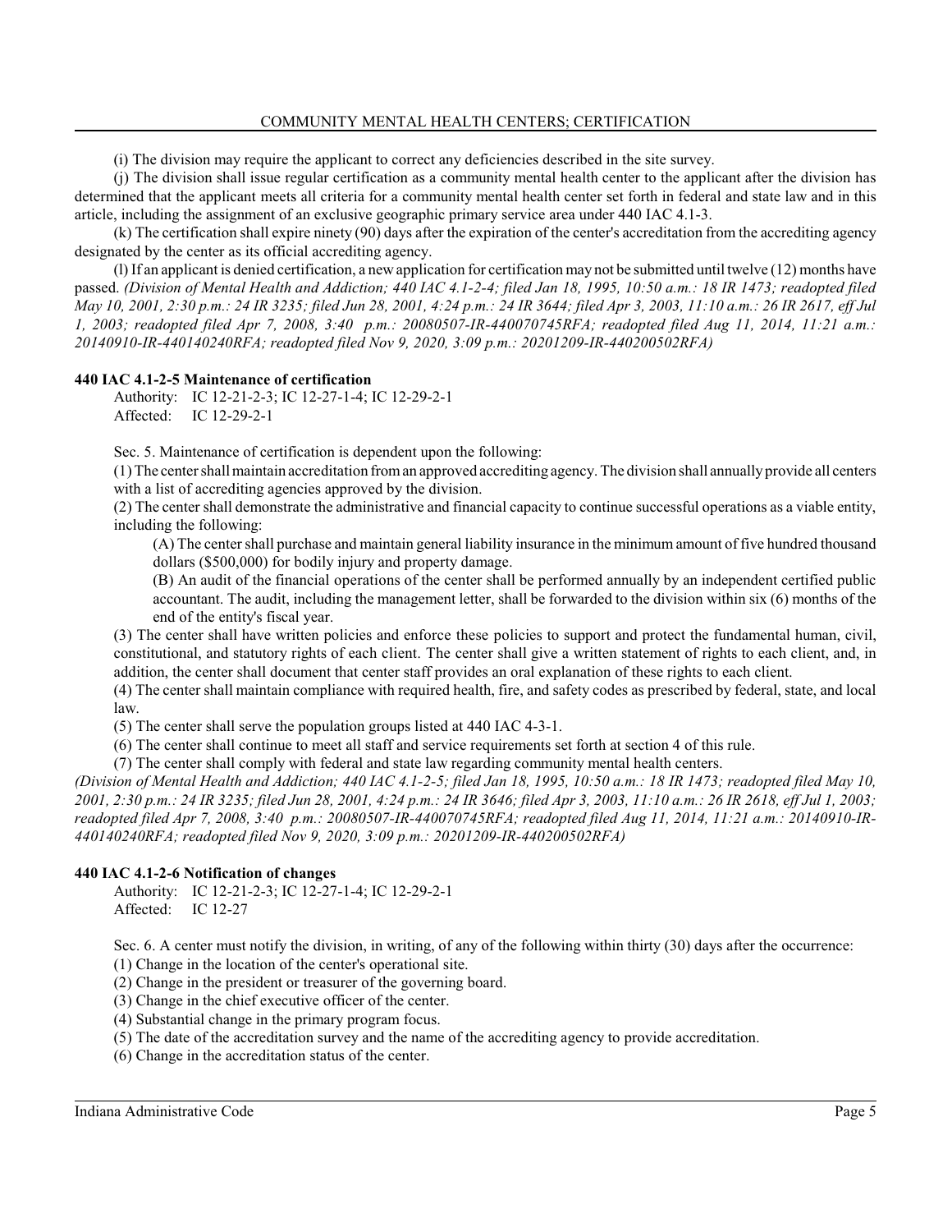(i) The division may require the applicant to correct any deficiencies described in the site survey.

(j) The division shall issue regular certification as a community mental health center to the applicant after the division has determined that the applicant meets all criteria for a community mental health center set forth in federal and state law and in this article, including the assignment of an exclusive geographic primary service area under 440 IAC 4.1-3.

(k) The certification shall expire ninety (90) days after the expiration of the center's accreditation from the accrediting agency designated by the center as its official accrediting agency.

(l) If an applicant is denied certification, a new application for certification may not be submitted until twelve (12) months have passed. *(Division of Mental Health and Addiction; 440 IAC 4.1-2-4; filed Jan 18, 1995, 10:50 a.m.: 18 IR 1473; readopted filed May 10, 2001, 2:30 p.m.: 24 IR 3235; filed Jun 28, 2001, 4:24 p.m.: 24 IR 3644; filed Apr 3, 2003, 11:10 a.m.: 26 IR 2617, eff Jul 1, 2003; readopted filed Apr 7, 2008, 3:40 p.m.: 20080507-IR-440070745RFA; readopted filed Aug 11, 2014, 11:21 a.m.: 20140910-IR-440140240RFA; readopted filed Nov 9, 2020, 3:09 p.m.: 20201209-IR-440200502RFA)*

### 440 IAC 4.1-2-5 Maintenance of certification

Authority: IC 12-21-2-3; IC 12-27-1-4; IC 12-29-2-1
Affected: IC 12-29-2-1

Sec. 5. Maintenance of certification is dependent upon the following:

(1) The center shall maintain accreditation from an approved accrediting agency. The division shall annually provide all centers with a list of accrediting agencies approved by the division.

(2) The center shall demonstrate the administrative and financial capacity to continue successful operations as a viable entity, including the following:

(A) The center shall purchase and maintain general liability insurance in the minimum amount of five hundred thousand dollars ($500,000) for bodily injury and property damage.

(B) An audit of the financial operations of the center shall be performed annually by an independent certified public accountant. The audit, including the management letter, shall be forwarded to the division within six (6) months of the end of the entity's fiscal year.

(3) The center shall have written policies and enforce these policies to support and protect the fundamental human, civil, constitutional, and statutory rights of each client. The center shall give a written statement of rights to each client, and, in addition, the center shall document that center staff provides an oral explanation of these rights to each client.

(4) The center shall maintain compliance with required health, fire, and safety codes as prescribed by federal, state, and local law.

(5) The center shall serve the population groups listed at 440 IAC 4-3-1.

(6) The center shall continue to meet all staff and service requirements set forth at section 4 of this rule.

(7) The center shall comply with federal and state law regarding community mental health centers.

*(Division of Mental Health and Addiction; 440 IAC 4.1-2-5; filed Jan 18, 1995, 10:50 a.m.: 18 IR 1473; readopted filed May 10, 2001, 2:30 p.m.: 24 IR 3235; filed Jun 28, 2001, 4:24 p.m.: 24 IR 3646; filed Apr 3, 2003, 11:10 a.m.: 26 IR 2618, eff Jul 1, 2003; readopted filed Apr 7, 2008, 3:40 p.m.: 20080507-IR-440070745RFA; readopted filed Aug 11, 2014, 11:21 a.m.: 20140910-IR-440140240RFA; readopted filed Nov 9, 2020, 3:09 p.m.: 20201209-IR-440200502RFA)*

### 440 IAC 4.1-2-6 Notification of changes

Authority: IC 12-21-2-3; IC 12-27-1-4; IC 12-29-2-1
Affected: IC 12-27

Sec. 6. A center must notify the division, in writing, of any of the following within thirty (30) days after the occurrence:

(1) Change in the location of the center's operational site.

(2) Change in the president or treasurer of the governing board.

(3) Change in the chief executive officer of the center.

(4) Substantial change in the primary program focus.

(5) The date of the accreditation survey and the name of the accrediting agency to provide accreditation.

(6) Change in the accreditation status of the center.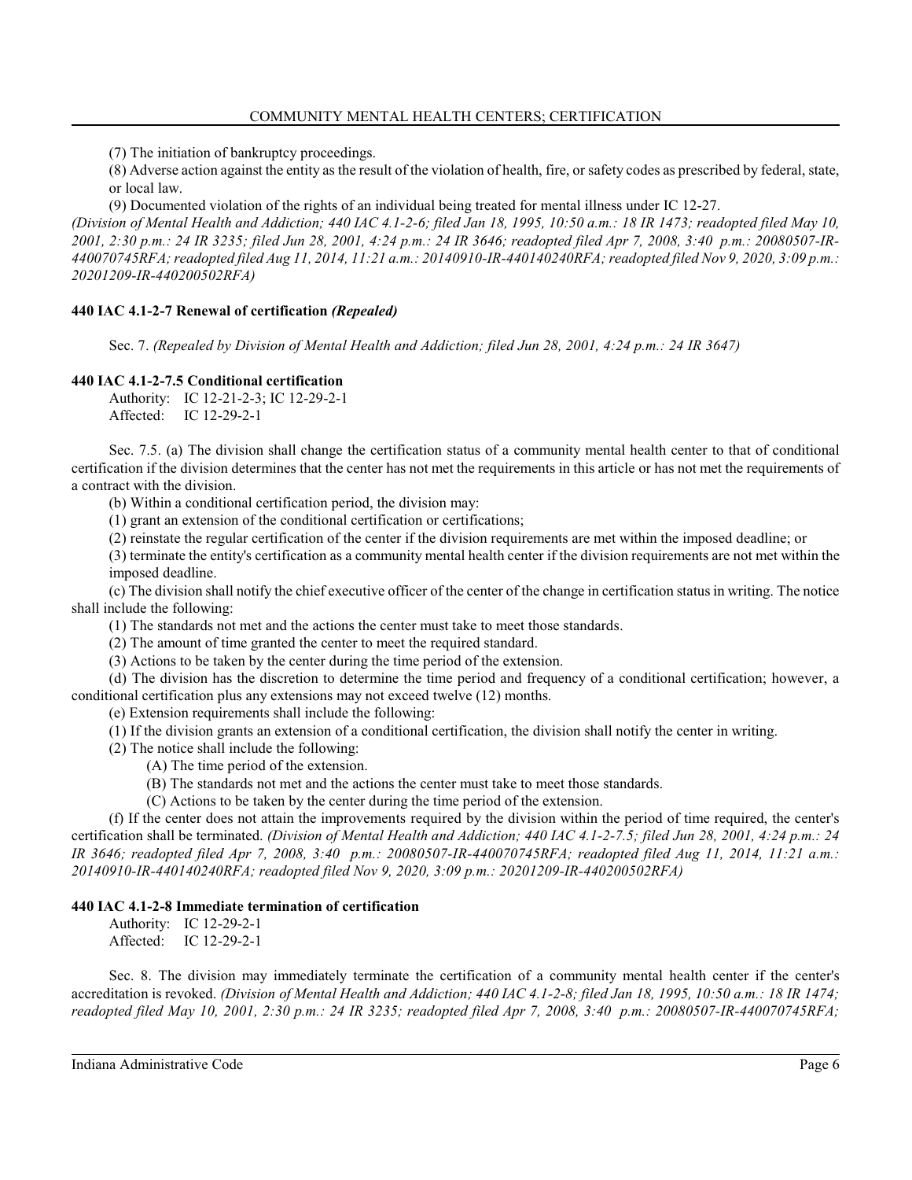(7) The initiation of bankruptcy proceedings.

(8) Adverse action against the entity as the result of the violation of health, fire, or safety codes as prescribed by federal, state, or local law.

(9) Documented violation of the rights of an individual being treated for mental illness under IC 12-27.

*(Division of Mental Health and Addiction; 440 IAC 4.1-2-6; filed Jan 18, 1995, 10:50 a.m.: 18 IR 1473; readopted filed May 10, 2001, 2:30 p.m.: 24 IR 3235; filed Jun 28, 2001, 4:24 p.m.: 24 IR 3646; readopted filed Apr 7, 2008, 3:40 p.m.: 20080507-IR-440070745RFA; readopted filed Aug 11, 2014, 11:21 a.m.: 20140910-IR-440140240RFA; readopted filed Nov 9, 2020, 3:09 p.m.: 20201209-IR-440200502RFA)*

### 440 IAC 4.1-2-7 Renewal of certification *(Repealed)*

Sec. 7. *(Repealed by Division of Mental Health and Addiction; filed Jun 28, 2001, 4:24 p.m.: 24 IR 3647)*

### 440 IAC 4.1-2-7.5 Conditional certification

Authority: IC 12-21-2-3; IC 12-29-2-1
Affected: IC 12-29-2-1

Sec. 7.5. (a) The division shall change the certification status of a community mental health center to that of conditional certification if the division determines that the center has not met the requirements in this article or has not met the requirements of a contract with the division.

(b) Within a conditional certification period, the division may:

(1) grant an extension of the conditional certification or certifications;

(2) reinstate the regular certification of the center if the division requirements are met within the imposed deadline; or

(3) terminate the entity's certification as a community mental health center if the division requirements are not met within the imposed deadline.

(c) The division shall notify the chief executive officer of the center of the change in certification status in writing. The notice shall include the following:

(1) The standards not met and the actions the center must take to meet those standards.

(2) The amount of time granted the center to meet the required standard.

(3) Actions to be taken by the center during the time period of the extension.

(d) The division has the discretion to determine the time period and frequency of a conditional certification; however, a conditional certification plus any extensions may not exceed twelve (12) months.

(e) Extension requirements shall include the following:

(1) If the division grants an extension of a conditional certification, the division shall notify the center in writing.

(2) The notice shall include the following:

(A) The time period of the extension.

(B) The standards not met and the actions the center must take to meet those standards.

(C) Actions to be taken by the center during the time period of the extension.

(f) If the center does not attain the improvements required by the division within the period of time required, the center's certification shall be terminated. *(Division of Mental Health and Addiction; 440 IAC 4.1-2-7.5; filed Jun 28, 2001, 4:24 p.m.: 24 IR 3646; readopted filed Apr 7, 2008, 3:40 p.m.: 20080507-IR-440070745RFA; readopted filed Aug 11, 2014, 11:21 a.m.: 20140910-IR-440140240RFA; readopted filed Nov 9, 2020, 3:09 p.m.: 20201209-IR-440200502RFA)*

### 440 IAC 4.1-2-8 Immediate termination of certification

Authority: IC 12-29-2-1
Affected: IC 12-29-2-1

Sec. 8. The division may immediately terminate the certification of a community mental health center if the center's accreditation is revoked. *(Division of Mental Health and Addiction; 440 IAC 4.1-2-8; filed Jan 18, 1995, 10:50 a.m.: 18 IR 1474; readopted filed May 10, 2001, 2:30 p.m.: 24 IR 3235; readopted filed Apr 7, 2008, 3:40 p.m.: 20080507-IR-440070745RFA;*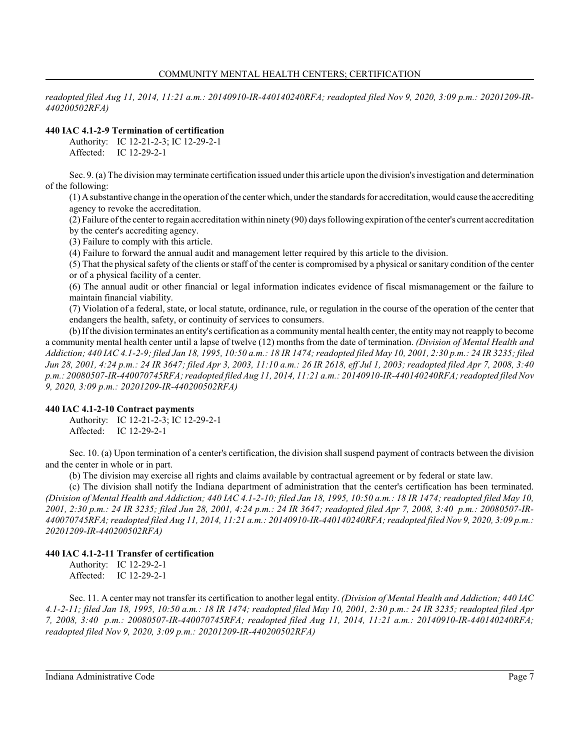*readopted filed Aug 11, 2014, 11:21 a.m.: 20140910-IR-440140240RFA; readopted filed Nov 9, 2020, 3:09 p.m.: 20201209-IR-440200502RFA)*

**440 IAC 4.1-2-9 Termination of certification**

Authority: IC 12-21-2-3; IC 12-29-2-1
Affected: IC 12-29-2-1

Sec. 9. (a) The division may terminate certification issued under this article upon the division's investigation and determination of the following:

(1) A substantive change in the operation of the center which, under the standards for accreditation, would cause the accrediting agency to revoke the accreditation.

(2) Failure of the center to regain accreditation within ninety (90) days following expiration of the center's current accreditation by the center's accrediting agency.

(3) Failure to comply with this article.

(4) Failure to forward the annual audit and management letter required by this article to the division.

(5) That the physical safety of the clients or staff of the center is compromised by a physical or sanitary condition of the center or of a physical facility of a center.

(6) The annual audit or other financial or legal information indicates evidence of fiscal mismanagement or the failure to maintain financial viability.

(7) Violation of a federal, state, or local statute, ordinance, rule, or regulation in the course of the operation of the center that endangers the health, safety, or continuity of services to consumers.

(b) If the division terminates an entity's certification as a community mental health center, the entity may not reapply to become a community mental health center until a lapse of twelve (12) months from the date of termination. *(Division of Mental Health and Addiction; 440 IAC 4.1-2-9; filed Jan 18, 1995, 10:50 a.m.: 18 IR 1474; readopted filed May 10, 2001, 2:30 p.m.: 24 IR 3235; filed Jun 28, 2001, 4:24 p.m.: 24 IR 3647; filed Apr 3, 2003, 11:10 a.m.: 26 IR 2618, eff Jul 1, 2003; readopted filed Apr 7, 2008, 3:40 p.m.: 20080507-IR-440070745RFA; readopted filed Aug 11, 2014, 11:21 a.m.: 20140910-IR-440140240RFA; readopted filed Nov 9, 2020, 3:09 p.m.: 20201209-IR-440200502RFA)*

**440 IAC 4.1-2-10 Contract payments**

Authority: IC 12-21-2-3; IC 12-29-2-1
Affected: IC 12-29-2-1

Sec. 10. (a) Upon termination of a center's certification, the division shall suspend payment of contracts between the division and the center in whole or in part.

(b) The division may exercise all rights and claims available by contractual agreement or by federal or state law.

(c) The division shall notify the Indiana department of administration that the center's certification has been terminated. *(Division of Mental Health and Addiction; 440 IAC 4.1-2-10; filed Jan 18, 1995, 10:50 a.m.: 18 IR 1474; readopted filed May 10, 2001, 2:30 p.m.: 24 IR 3235; filed Jun 28, 2001, 4:24 p.m.: 24 IR 3647; readopted filed Apr 7, 2008, 3:40 p.m.: 20080507-IR-440070745RFA; readopted filed Aug 11, 2014, 11:21 a.m.: 20140910-IR-440140240RFA; readopted filed Nov 9, 2020, 3:09 p.m.: 20201209-IR-440200502RFA)*

**440 IAC 4.1-2-11 Transfer of certification**

Authority: IC 12-29-2-1
Affected: IC 12-29-2-1

Sec. 11. A center may not transfer its certification to another legal entity. *(Division of Mental Health and Addiction; 440 IAC 4.1-2-11; filed Jan 18, 1995, 10:50 a.m.: 18 IR 1474; readopted filed May 10, 2001, 2:30 p.m.: 24 IR 3235; readopted filed Apr 7, 2008, 3:40 p.m.: 20080507-IR-440070745RFA; readopted filed Aug 11, 2014, 11:21 a.m.: 20140910-IR-440140240RFA; readopted filed Nov 9, 2020, 3:09 p.m.: 20201209-IR-440200502RFA)*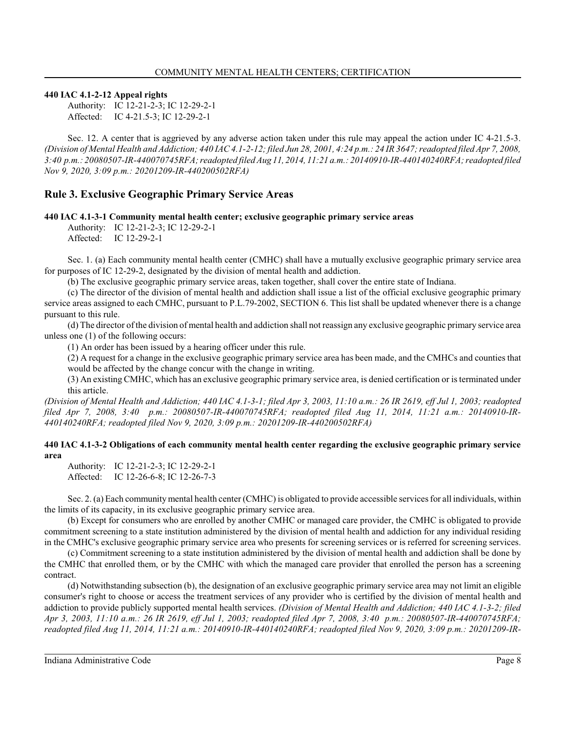**440 IAC 4.1-2-12 Appeal rights**

Authority: IC 12-21-2-3; IC 12-29-2-1
Affected: IC 4-21.5-3; IC 12-29-2-1

Sec. 12. A center that is aggrieved by any adverse action taken under this rule may appeal the action under IC 4-21.5-3. *(Division of Mental Health and Addiction; 440 IAC 4.1-2-12; filed Jun 28, 2001, 4:24 p.m.: 24 IR 3647; readopted filed Apr 7, 2008, 3:40 p.m.: 20080507-IR-440070745RFA; readopted filed Aug 11, 2014, 11:21 a.m.: 20140910-IR-440140240RFA; readopted filed Nov 9, 2020, 3:09 p.m.: 20201209-IR-440200502RFA)*

## Rule 3. Exclusive Geographic Primary Service Areas

**440 IAC 4.1-3-1 Community mental health center; exclusive geographic primary service areas**

Authority: IC 12-21-2-3; IC 12-29-2-1
Affected: IC 12-29-2-1

Sec. 1. (a) Each community mental health center (CMHC) shall have a mutually exclusive geographic primary service area for purposes of IC 12-29-2, designated by the division of mental health and addiction.

(b) The exclusive geographic primary service areas, taken together, shall cover the entire state of Indiana.

(c) The director of the division of mental health and addiction shall issue a list of the official exclusive geographic primary service areas assigned to each CMHC, pursuant to P.L.79-2002, SECTION 6. This list shall be updated whenever there is a change pursuant to this rule.

(d) The director of the division of mental health and addiction shall not reassign any exclusive geographic primary service area unless one (1) of the following occurs:

(1) An order has been issued by a hearing officer under this rule.

(2) A request for a change in the exclusive geographic primary service area has been made, and the CMHCs and counties that would be affected by the change concur with the change in writing.

(3) An existing CMHC, which has an exclusive geographic primary service area, is denied certification or is terminated under this article.

*(Division of Mental Health and Addiction; 440 IAC 4.1-3-1; filed Apr 3, 2003, 11:10 a.m.: 26 IR 2619, eff Jul 1, 2003; readopted filed Apr 7, 2008, 3:40 p.m.: 20080507-IR-440070745RFA; readopted filed Aug 11, 2014, 11:21 a.m.: 20140910-IR-440140240RFA; readopted filed Nov 9, 2020, 3:09 p.m.: 20201209-IR-440200502RFA)*

**440 IAC 4.1-3-2 Obligations of each community mental health center regarding the exclusive geographic primary service area**

Authority: IC 12-21-2-3; IC 12-29-2-1
Affected: IC 12-26-6-8; IC 12-26-7-3

Sec. 2. (a) Each community mental health center (CMHC) is obligated to provide accessible services for all individuals, within the limits of its capacity, in its exclusive geographic primary service area.

(b) Except for consumers who are enrolled by another CMHC or managed care provider, the CMHC is obligated to provide commitment screening to a state institution administered by the division of mental health and addiction for any individual residing in the CMHC's exclusive geographic primary service area who presents for screening services or is referred for screening services.

(c) Commitment screening to a state institution administered by the division of mental health and addiction shall be done by the CMHC that enrolled them, or by the CMHC with which the managed care provider that enrolled the person has a screening contract.

(d) Notwithstanding subsection (b), the designation of an exclusive geographic primary service area may not limit an eligible consumer's right to choose or access the treatment services of any provider who is certified by the division of mental health and addiction to provide publicly supported mental health services. *(Division of Mental Health and Addiction; 440 IAC 4.1-3-2; filed Apr 3, 2003, 11:10 a.m.: 26 IR 2619, eff Jul 1, 2003; readopted filed Apr 7, 2008, 3:40 p.m.: 20080507-IR-440070745RFA; readopted filed Aug 11, 2014, 11:21 a.m.: 20140910-IR-440140240RFA; readopted filed Nov 9, 2020, 3:09 p.m.: 20201209-IR-*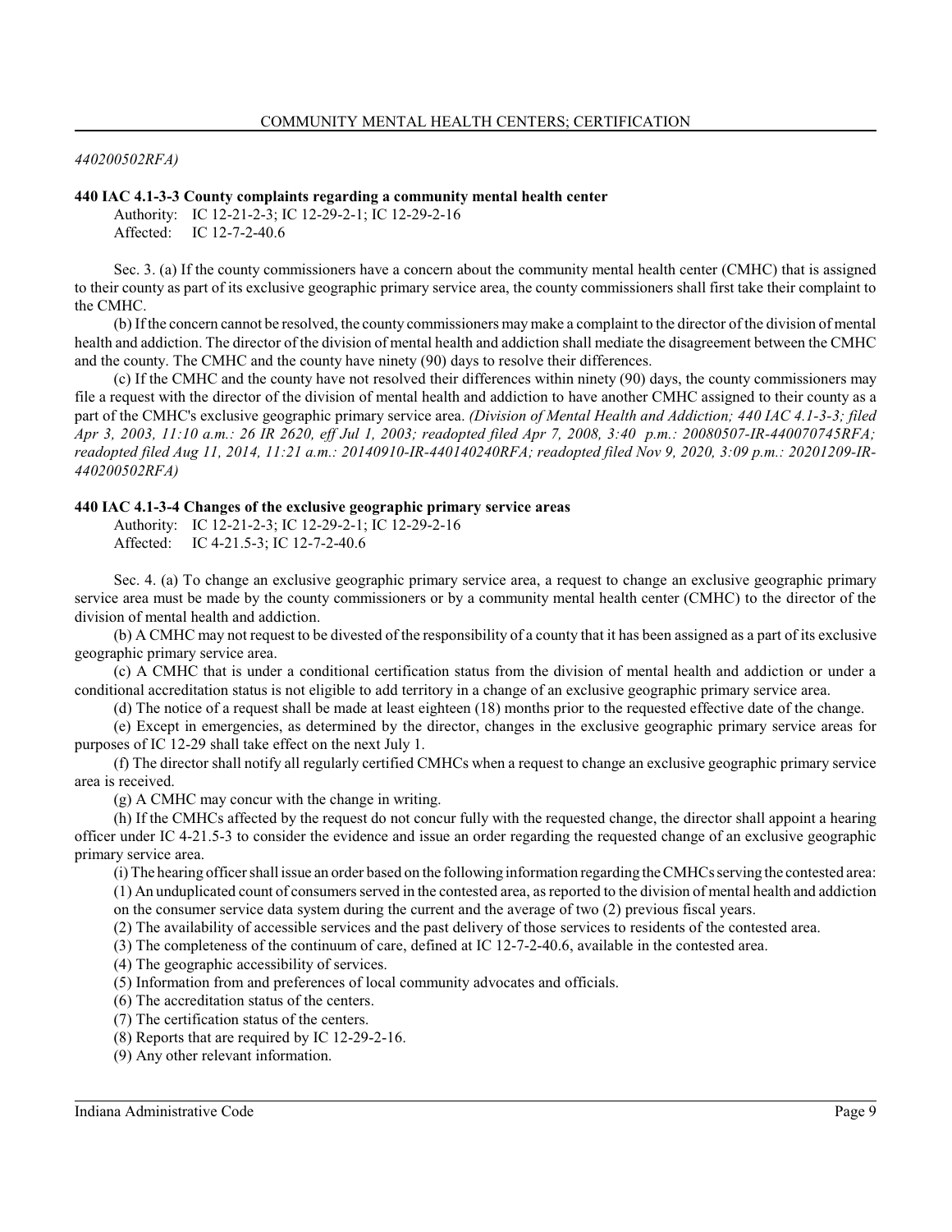*440200502RFA)*

**440 IAC 4.1-3-3 County complaints regarding a community mental health center**

Authority: IC 12-21-2-3; IC 12-29-2-1; IC 12-29-2-16
Affected: IC 12-7-2-40.6

Sec. 3. (a) If the county commissioners have a concern about the community mental health center (CMHC) that is assigned to their county as part of its exclusive geographic primary service area, the county commissioners shall first take their complaint to the CMHC.

(b) If the concern cannot be resolved, the county commissioners may make a complaint to the director of the division of mental health and addiction. The director of the division of mental health and addiction shall mediate the disagreement between the CMHC and the county. The CMHC and the county have ninety (90) days to resolve their differences.

(c) If the CMHC and the county have not resolved their differences within ninety (90) days, the county commissioners may file a request with the director of the division of mental health and addiction to have another CMHC assigned to their county as a part of the CMHC's exclusive geographic primary service area. *(Division of Mental Health and Addiction; 440 IAC 4.1-3-3; filed Apr 3, 2003, 11:10 a.m.: 26 IR 2620, eff Jul 1, 2003; readopted filed Apr 7, 2008, 3:40 p.m.: 20080507-IR-440070745RFA; readopted filed Aug 11, 2014, 11:21 a.m.: 20140910-IR-440140240RFA; readopted filed Nov 9, 2020, 3:09 p.m.: 20201209-IR-440200502RFA)*

**440 IAC 4.1-3-4 Changes of the exclusive geographic primary service areas**

Authority: IC 12-21-2-3; IC 12-29-2-1; IC 12-29-2-16
Affected: IC 4-21.5-3; IC 12-7-2-40.6

Sec. 4. (a) To change an exclusive geographic primary service area, a request to change an exclusive geographic primary service area must be made by the county commissioners or by a community mental health center (CMHC) to the director of the division of mental health and addiction.

(b) A CMHC may not request to be divested of the responsibility of a county that it has been assigned as a part of its exclusive geographic primary service area.

(c) A CMHC that is under a conditional certification status from the division of mental health and addiction or under a conditional accreditation status is not eligible to add territory in a change of an exclusive geographic primary service area.

(d) The notice of a request shall be made at least eighteen (18) months prior to the requested effective date of the change.

(e) Except in emergencies, as determined by the director, changes in the exclusive geographic primary service areas for purposes of IC 12-29 shall take effect on the next July 1.

(f) The director shall notify all regularly certified CMHCs when a request to change an exclusive geographic primary service area is received.

(g) A CMHC may concur with the change in writing.

(h) If the CMHCs affected by the request do not concur fully with the requested change, the director shall appoint a hearing officer under IC 4-21.5-3 to consider the evidence and issue an order regarding the requested change of an exclusive geographic primary service area.

(i) The hearing officer shall issue an order based on the following information regarding the CMHCs serving the contested area:

(1) An unduplicated count of consumers served in the contested area, as reported to the division of mental health and addiction on the consumer service data system during the current and the average of two (2) previous fiscal years.

(2) The availability of accessible services and the past delivery of those services to residents of the contested area.

(3) The completeness of the continuum of care, defined at IC 12-7-2-40.6, available in the contested area.

(4) The geographic accessibility of services.

(5) Information from and preferences of local community advocates and officials.

(6) The accreditation status of the centers.

(7) The certification status of the centers.

(8) Reports that are required by IC 12-29-2-16.

(9) Any other relevant information.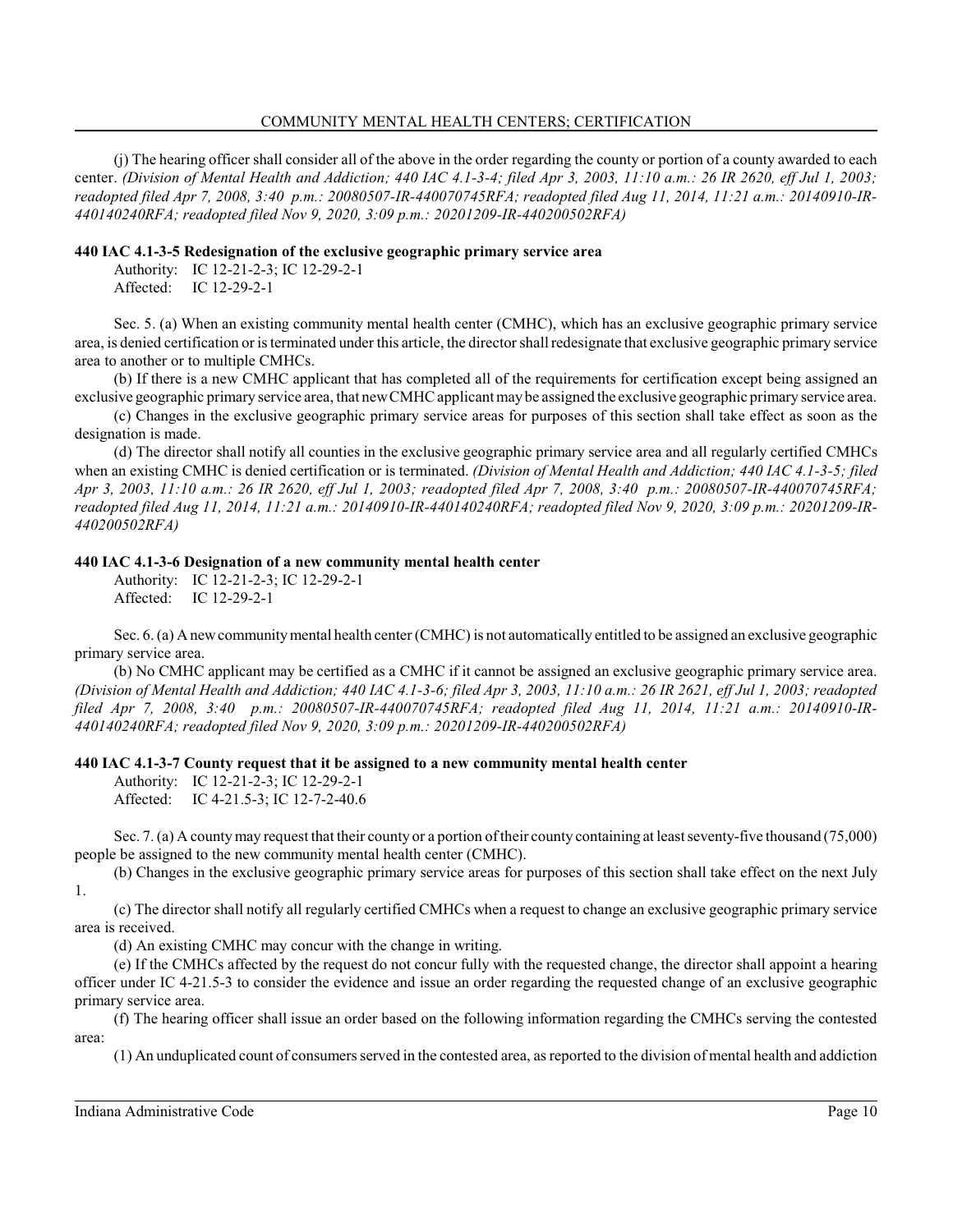(j) The hearing officer shall consider all of the above in the order regarding the county or portion of a county awarded to each center. *(Division of Mental Health and Addiction; 440 IAC 4.1-3-4; filed Apr 3, 2003, 11:10 a.m.: 26 IR 2620, eff Jul 1, 2003; readopted filed Apr 7, 2008, 3:40 p.m.: 20080507-IR-440070745RFA; readopted filed Aug 11, 2014, 11:21 a.m.: 20140910-IR-440140240RFA; readopted filed Nov 9, 2020, 3:09 p.m.: 20201209-IR-440200502RFA)*

**440 IAC 4.1-3-5 Redesignation of the exclusive geographic primary service area**

Authority: IC 12-21-2-3; IC 12-29-2-1
Affected: IC 12-29-2-1

Sec. 5. (a) When an existing community mental health center (CMHC), which has an exclusive geographic primary service area, is denied certification or is terminated under this article, the director shall redesignate that exclusive geographic primary service area to another or to multiple CMHCs.

(b) If there is a new CMHC applicant that has completed all of the requirements for certification except being assigned an exclusive geographic primary service area, that new CMHC applicant may be assigned the exclusive geographic primary service area.

(c) Changes in the exclusive geographic primary service areas for purposes of this section shall take effect as soon as the designation is made.

(d) The director shall notify all counties in the exclusive geographic primary service area and all regularly certified CMHCs when an existing CMHC is denied certification or is terminated. *(Division of Mental Health and Addiction; 440 IAC 4.1-3-5; filed Apr 3, 2003, 11:10 a.m.: 26 IR 2620, eff Jul 1, 2003; readopted filed Apr 7, 2008, 3:40 p.m.: 20080507-IR-440070745RFA; readopted filed Aug 11, 2014, 11:21 a.m.: 20140910-IR-440140240RFA; readopted filed Nov 9, 2020, 3:09 p.m.: 20201209-IR-440200502RFA)*

**440 IAC 4.1-3-6 Designation of a new community mental health center**

Authority: IC 12-21-2-3; IC 12-29-2-1
Affected: IC 12-29-2-1

Sec. 6. (a) A new community mental health center (CMHC) is not automatically entitled to be assigned an exclusive geographic primary service area.

(b) No CMHC applicant may be certified as a CMHC if it cannot be assigned an exclusive geographic primary service area. *(Division of Mental Health and Addiction; 440 IAC 4.1-3-6; filed Apr 3, 2003, 11:10 a.m.: 26 IR 2621, eff Jul 1, 2003; readopted filed Apr 7, 2008, 3:40 p.m.: 20080507-IR-440070745RFA; readopted filed Aug 11, 2014, 11:21 a.m.: 20140910-IR-440140240RFA; readopted filed Nov 9, 2020, 3:09 p.m.: 20201209-IR-440200502RFA)*

**440 IAC 4.1-3-7 County request that it be assigned to a new community mental health center**

Authority: IC 12-21-2-3; IC 12-29-2-1
Affected: IC 4-21.5-3; IC 12-7-2-40.6

Sec. 7. (a) A county may request that their county or a portion of their county containing at least seventy-five thousand (75,000) people be assigned to the new community mental health center (CMHC).

(b) Changes in the exclusive geographic primary service areas for purposes of this section shall take effect on the next July 1.

(c) The director shall notify all regularly certified CMHCs when a request to change an exclusive geographic primary service area is received.

(d) An existing CMHC may concur with the change in writing.

(e) If the CMHCs affected by the request do not concur fully with the requested change, the director shall appoint a hearing officer under IC 4-21.5-3 to consider the evidence and issue an order regarding the requested change of an exclusive geographic primary service area.

(f) The hearing officer shall issue an order based on the following information regarding the CMHCs serving the contested area:

(1) An unduplicated count of consumers served in the contested area, as reported to the division of mental health and addiction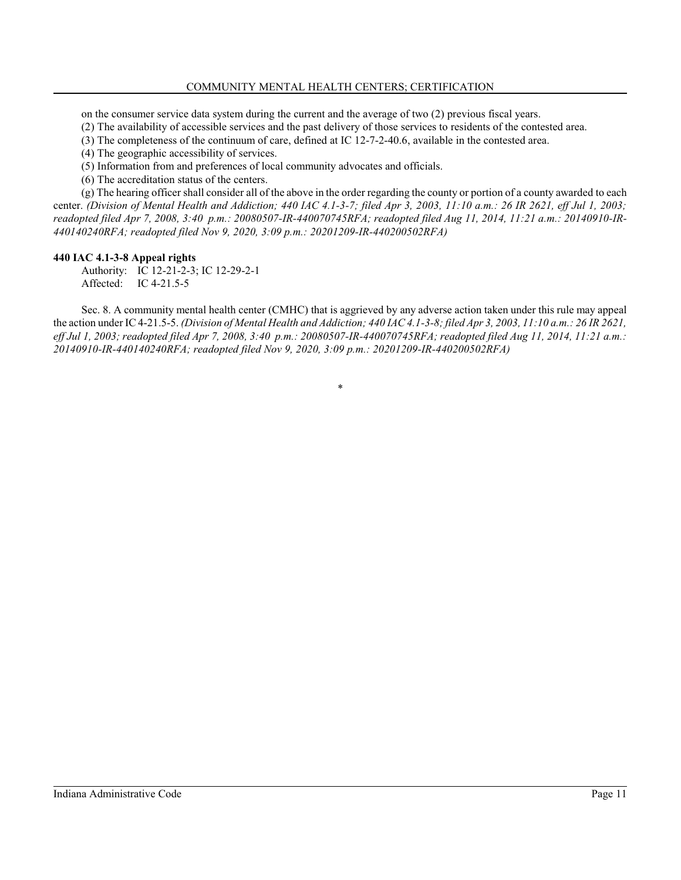on the consumer service data system during the current and the average of two (2) previous fiscal years.

(2) The availability of accessible services and the past delivery of those services to residents of the contested area.

(3) The completeness of the continuum of care, defined at IC 12-7-2-40.6, available in the contested area.

(4) The geographic accessibility of services.

(5) Information from and preferences of local community advocates and officials.

(6) The accreditation status of the centers.

(g) The hearing officer shall consider all of the above in the order regarding the county or portion of a county awarded to each center. *(Division of Mental Health and Addiction; 440 IAC 4.1-3-7; filed Apr 3, 2003, 11:10 a.m.: 26 IR 2621, eff Jul 1, 2003; readopted filed Apr 7, 2008, 3:40 p.m.: 20080507-IR-440070745RFA; readopted filed Aug 11, 2014, 11:21 a.m.: 20140910-IR-440140240RFA; readopted filed Nov 9, 2020, 3:09 p.m.: 20201209-IR-440200502RFA)*

**440 IAC 4.1-3-8 Appeal rights**

Authority: IC 12-21-2-3; IC 12-29-2-1
Affected: IC 4-21.5-5

Sec. 8. A community mental health center (CMHC) that is aggrieved by any adverse action taken under this rule may appeal the action under IC 4-21.5-5. *(Division of Mental Health and Addiction; 440 IAC 4.1-3-8; filed Apr 3, 2003, 11:10 a.m.: 26 IR 2621, eff Jul 1, 2003; readopted filed Apr 7, 2008, 3:40 p.m.: 20080507-IR-440070745RFA; readopted filed Aug 11, 2014, 11:21 a.m.: 20140910-IR-440140240RFA; readopted filed Nov 9, 2020, 3:09 p.m.: 20201209-IR-440200502RFA)*

*